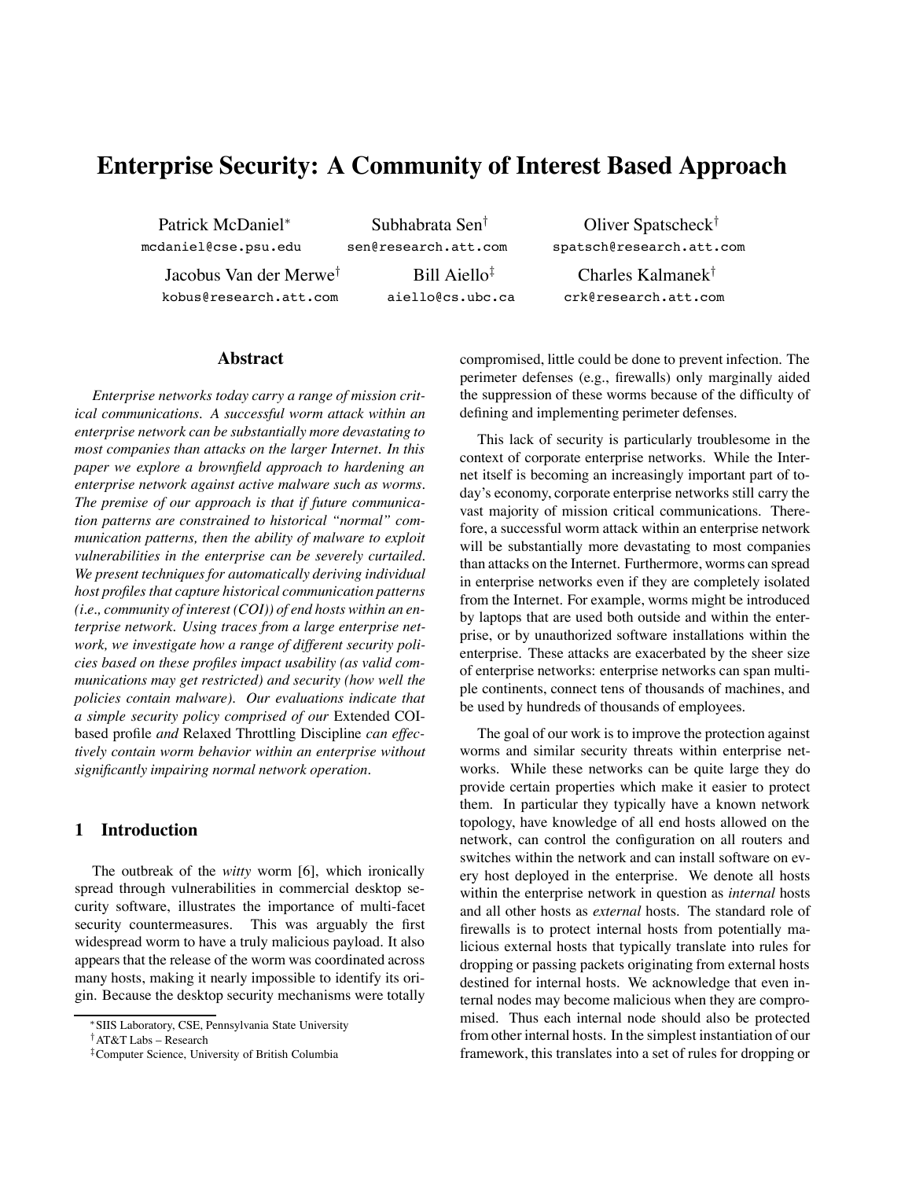# Enterprise Security: A Community of Interest Based Approach

Patrick McDaniel[*]
mcdaniel@cse.psu.edu

Subhabrata Sen[†]
sen@research.att.com

Oliver Spatscheck[†]
spatsch@research.att.com

Jacobus Van der Merwe[†]
kobus@research.att.com

Bill Aiello[‡]
aiello@cs.ubc.ca

Charles Kalmanek[†]
crk@research.att.com

## Abstract

*Enterprise networks today carry a range of mission critical communications. A successful worm attack within an enterprise network can be substantially more devastating to most companies than attacks on the larger Internet. In this paper we explore a brownfield approach to hardening an enterprise network against active malware such as worms. The premise of our approach is that if future communication patterns are constrained to historical "normal" communication patterns, then the ability of malware to exploit vulnerabilities in the enterprise can be severely curtailed. We present techniques for automatically deriving individual host profiles that capture historical communication patterns (i.e., community of interest (COI)) of end hosts within an enterprise network. Using traces from a large enterprise network, we investigate how a range of different security policies based on these profiles impact usability (as valid communications may get restricted) and security (how well the policies contain malware). Our evaluations indicate that a simple security policy comprised of our* Extended COI-based profile *and* Relaxed Throttling Discipline *can effectively contain worm behavior within an enterprise without significantly impairing normal network operation.*

## 1 Introduction

The outbreak of the *witty* worm [6], which ironically spread through vulnerabilities in commercial desktop security software, illustrates the importance of multi-facet security countermeasures. This was arguably the first widespread worm to have a truly malicious payload. It also appears that the release of the worm was coordinated across many hosts, making it nearly impossible to identify its origin. Because the desktop security mechanisms were totally compromised, little could be done to prevent infection. The perimeter defenses (e.g., firewalls) only marginally aided the suppression of these worms because of the difficulty of defining and implementing perimeter defenses.

This lack of security is particularly troublesome in the context of corporate enterprise networks. While the Internet itself is becoming an increasingly important part of today's economy, corporate enterprise networks still carry the vast majority of mission critical communications. Therefore, a successful worm attack within an enterprise network will be substantially more devastating to most companies than attacks on the Internet. Furthermore, worms can spread in enterprise networks even if they are completely isolated from the Internet. For example, worms might be introduced by laptops that are used both outside and within the enterprise, or by unauthorized software installations within the enterprise. These attacks are exacerbated by the sheer size of enterprise networks: enterprise networks can span multiple continents, connect tens of thousands of machines, and be used by hundreds of thousands of employees.

The goal of our work is to improve the protection against worms and similar security threats within enterprise networks. While these networks can be quite large they do provide certain properties which make it easier to protect them. In particular they typically have a known network topology, have knowledge of all end hosts allowed on the network, can control the configuration on all routers and switches within the network and can install software on every host deployed in the enterprise. We denote all hosts within the enterprise network in question as *internal* hosts and all other hosts as *external* hosts. The standard role of firewalls is to protect internal hosts from potentially malicious external hosts that typically translate into rules for dropping or passing packets originating from external hosts destined for internal hosts. We acknowledge that even internal nodes may become malicious when they are compromised. Thus each internal node should also be protected from other internal hosts. In the simplest instantiation of our framework, this translates into a set of rules for dropping or

[*] SIIS Laboratory, CSE, Pennsylvania State University
[†] AT&T Labs – Research
[‡] Computer Science, University of British Columbia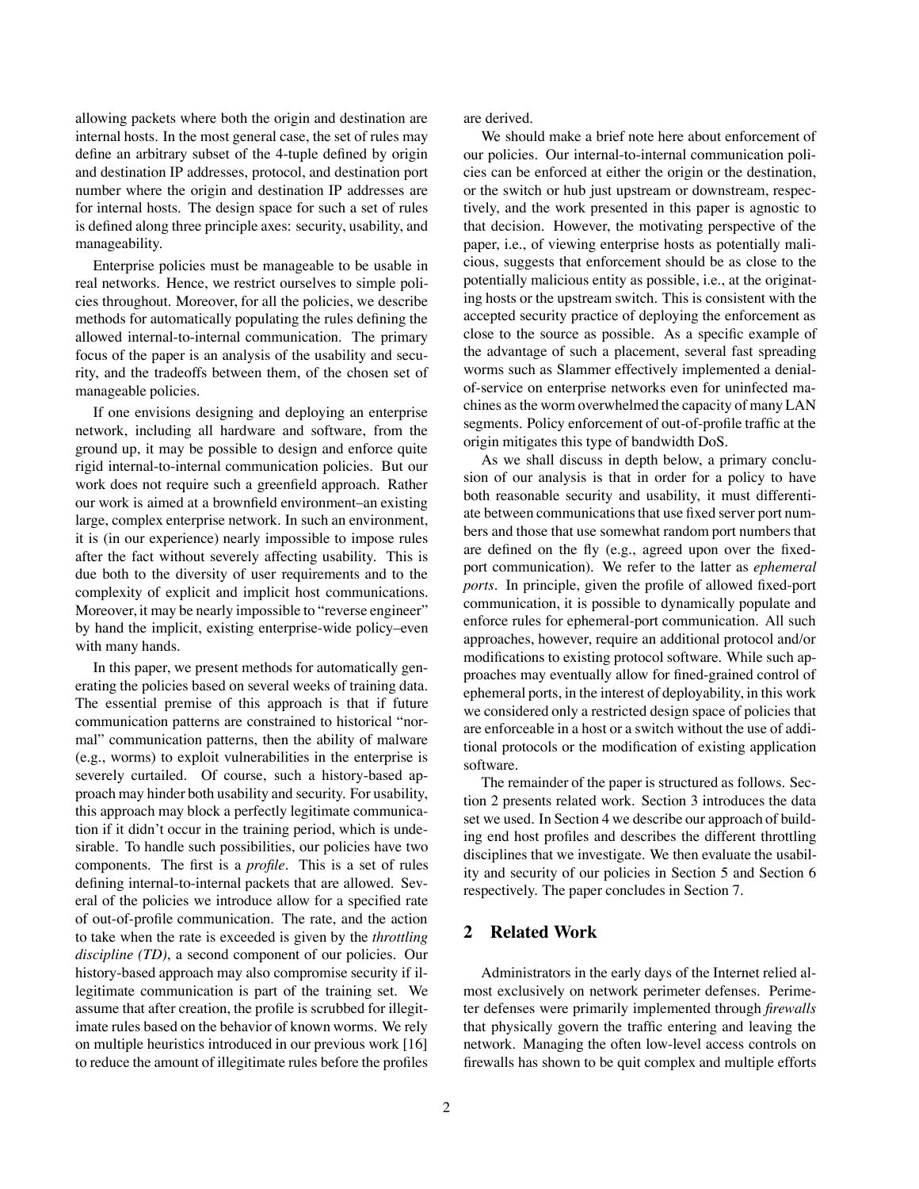allowing packets where both the origin and destination are internal hosts. In the most general case, the set of rules may define an arbitrary subset of the 4-tuple defined by origin and destination IP addresses, protocol, and destination port number where the origin and destination IP addresses are for internal hosts. The design space for such a set of rules is defined along three principle axes: security, usability, and manageability.

Enterprise policies must be manageable to be usable in real networks. Hence, we restrict ourselves to simple policies throughout. Moreover, for all the policies, we describe methods for automatically populating the rules defining the allowed internal-to-internal communication. The primary focus of the paper is an analysis of the usability and security, and the tradeoffs between them, of the chosen set of manageable policies.

If one envisions designing and deploying an enterprise network, including all hardware and software, from the ground up, it may be possible to design and enforce quite rigid internal-to-internal communication policies. But our work does not require such a greenfield approach. Rather our work is aimed at a brownfield environment–an existing large, complex enterprise network. In such an environment, it is (in our experience) nearly impossible to impose rules after the fact without severely affecting usability. This is due both to the diversity of user requirements and to the complexity of explicit and implicit host communications. Moreover, it may be nearly impossible to "reverse engineer" by hand the implicit, existing enterprise-wide policy–even with many hands.

In this paper, we present methods for automatically generating the policies based on several weeks of training data. The essential premise of this approach is that if future communication patterns are constrained to historical "normal" communication patterns, then the ability of malware (e.g., worms) to exploit vulnerabilities in the enterprise is severely curtailed. Of course, such a history-based approach may hinder both usability and security. For usability, this approach may block a perfectly legitimate communication if it didn't occur in the training period, which is undesirable. To handle such possibilities, our policies have two components. The first is a *profile*. This is a set of rules defining internal-to-internal packets that are allowed. Several of the policies we introduce allow for a specified rate of out-of-profile communication. The rate, and the action to take when the rate is exceeded is given by the *throttling discipline (TD)*, a second component of our policies. Our history-based approach may also compromise security if illegitimate communication is part of the training set. We assume that after creation, the profile is scrubbed for illegitimate rules based on the behavior of known worms. We rely on multiple heuristics introduced in our previous work [16] to reduce the amount of illegitimate rules before the profiles are derived.

We should make a brief note here about enforcement of our policies. Our internal-to-internal communication policies can be enforced at either the origin or the destination, or the switch or hub just upstream or downstream, respectively, and the work presented in this paper is agnostic to that decision. However, the motivating perspective of the paper, i.e., of viewing enterprise hosts as potentially malicious, suggests that enforcement should be as close to the potentially malicious entity as possible, i.e., at the originating hosts or the upstream switch. This is consistent with the accepted security practice of deploying the enforcement as close to the source as possible. As a specific example of the advantage of such a placement, several fast spreading worms such as Slammer effectively implemented a denial-of-service on enterprise networks even for uninfected machines as the worm overwhelmed the capacity of many LAN segments. Policy enforcement of out-of-profile traffic at the origin mitigates this type of bandwidth DoS.

As we shall discuss in depth below, a primary conclusion of our analysis is that in order for a policy to have both reasonable security and usability, it must differentiate between communications that use fixed server port numbers and those that use somewhat random port numbers that are defined on the fly (e.g., agreed upon over the fixed-port communication). We refer to the latter as *ephemeral ports*. In principle, given the profile of allowed fixed-port communication, it is possible to dynamically populate and enforce rules for ephemeral-port communication. All such approaches, however, require an additional protocol and/or modifications to existing protocol software. While such approaches may eventually allow for fined-grained control of ephemeral ports, in the interest of deployability, in this work we considered only a restricted design space of policies that are enforceable in a host or a switch without the use of additional protocols or the modification of existing application software.

The remainder of the paper is structured as follows. Section 2 presents related work. Section 3 introduces the data set we used. In Section 4 we describe our approach of building end host profiles and describes the different throttling disciplines that we investigate. We then evaluate the usability and security of our policies in Section 5 and Section 6 respectively. The paper concludes in Section 7.

## 2 Related Work

Administrators in the early days of the Internet relied almost exclusively on network perimeter defenses. Perimeter defenses were primarily implemented through *firewalls* that physically govern the traffic entering and leaving the network. Managing the often low-level access controls on firewalls has shown to be quit complex and multiple efforts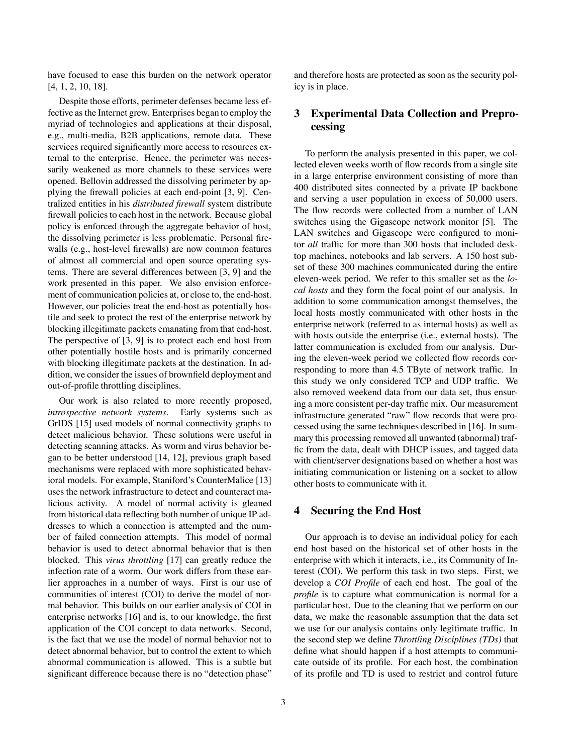have focused to ease this burden on the network operator [4, 1, 2, 10, 18].

Despite those efforts, perimeter defenses became less effective as the Internet grew. Enterprises began to employ the myriad of technologies and applications at their disposal, e.g., multi-media, B2B applications, remote data. These services required significantly more access to resources external to the enterprise. Hence, the perimeter was necessarily weakened as more channels to these services were opened. Bellovin addressed the dissolving perimeter by applying the firewall policies at each end-point [3, 9]. Centralized entities in his *distributed firewall* system distribute firewall policies to each host in the network. Because global policy is enforced through the aggregate behavior of host, the dissolving perimeter is less problematic. Personal firewalls (e.g., host-level firewalls) are now common features of almost all commercial and open source operating systems. There are several differences between [3, 9] and the work presented in this paper. We also envision enforcement of communication policies at, or close to, the end-host. However, our policies treat the end-host as potentially hostile and seek to protect the rest of the enterprise network by blocking illegitimate packets emanating from that end-host. The perspective of [3, 9] is to protect each end host from other potentially hostile hosts and is primarily concerned with blocking illegitimate packets at the destination. In addition, we consider the issues of brownfield deployment and out-of-profile throttling disciplines.

Our work is also related to more recently proposed, *introspective network systems*. Early systems such as GrIDS [15] used models of normal connectivity graphs to detect malicious behavior. These solutions were useful in detecting scanning attacks. As worm and virus behavior began to be better understood [14, 12], previous graph based mechanisms were replaced with more sophisticated behavioral models. For example, Staniford's CounterMalice [13] uses the network infrastructure to detect and counteract malicious activity. A model of normal activity is gleaned from historical data reflecting both number of unique IP addresses to which a connection is attempted and the number of failed connection attempts. This model of normal behavior is used to detect abnormal behavior that is then blocked. This *virus throttling* [17] can greatly reduce the infection rate of a worm. Our work differs from these earlier approaches in a number of ways. First is our use of communities of interest (COI) to derive the model of normal behavior. This builds on our earlier analysis of COI in enterprise networks [16] and is, to our knowledge, the first application of the COI concept to data networks. Second, is the fact that we use the model of normal behavior not to detect abnormal behavior, but to control the extent to which abnormal communication is allowed. This is a subtle but significant difference because there is no "detection phase" and therefore hosts are protected as soon as the security policy is in place.

## 3 Experimental Data Collection and Preprocessing

To perform the analysis presented in this paper, we collected eleven weeks worth of flow records from a single site in a large enterprise environment consisting of more than 400 distributed sites connected by a private IP backbone and serving a user population in excess of 50,000 users. The flow records were collected from a number of LAN switches using the Gigascope network monitor [5]. The LAN switches and Gigascope were configured to monitor *all* traffic for more than 300 hosts that included desktop machines, notebooks and lab servers. A 150 host subset of these 300 machines communicated during the entire eleven-week period. We refer to this smaller set as the *local hosts* and they form the focal point of our analysis. In addition to some communication amongst themselves, the local hosts mostly communicated with other hosts in the enterprise network (referred to as internal hosts) as well as with hosts outside the enterprise (i.e., external hosts). The latter communication is excluded from our analysis. During the eleven-week period we collected flow records corresponding to more than 4.5 TByte of network traffic. In this study we only considered TCP and UDP traffic. We also removed weekend data from our data set, thus ensuring a more consistent per-day traffic mix. Our measurement infrastructure generated "raw" flow records that were processed using the same techniques described in [16]. In summary this processing removed all unwanted (abnormal) traffic from the data, dealt with DHCP issues, and tagged data with client/server designations based on whether a host was initiating communication or listening on a socket to allow other hosts to communicate with it.

## 4 Securing the End Host

Our approach is to devise an individual policy for each end host based on the historical set of other hosts in the enterprise with which it interacts, i.e., its Community of Interest (COI). We perform this task in two steps. First, we develop a *COI Profile* of each end host. The goal of the *profile* is to capture what communication is normal for a particular host. Due to the cleaning that we perform on our data, we make the reasonable assumption that the data set we use for our analysis contains only legitimate traffic. In the second step we define *Throttling Disciplines (TDs)* that define what should happen if a host attempts to communicate outside of its profile. For each host, the combination of its profile and TD is used to restrict and control future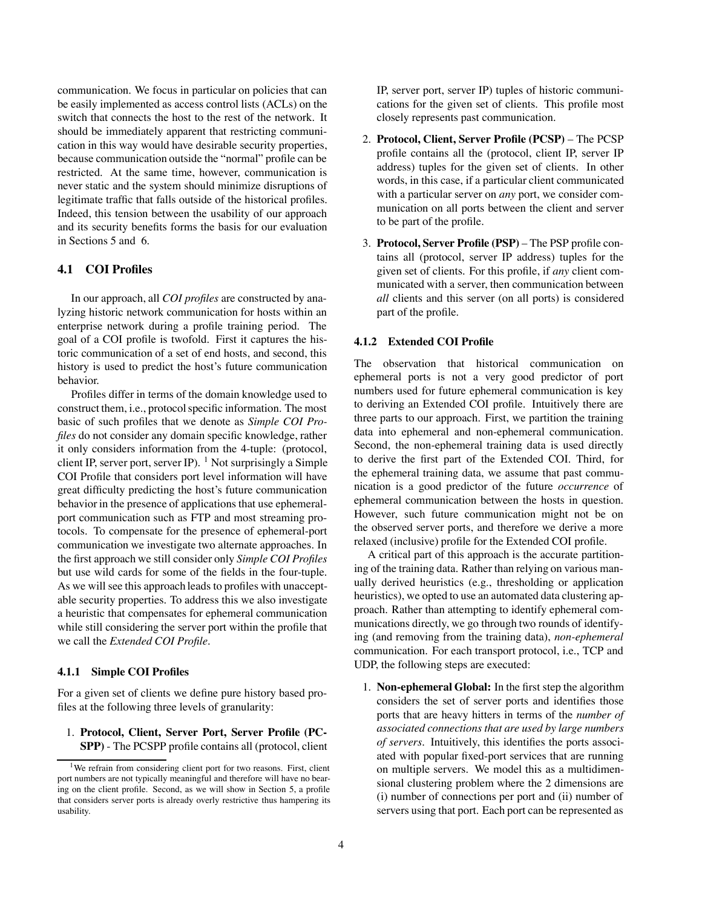communication. We focus in particular on policies that can be easily implemented as access control lists (ACLs) on the switch that connects the host to the rest of the network. It should be immediately apparent that restricting communication in this way would have desirable security properties, because communication outside the "normal" profile can be restricted. At the same time, however, communication is never static and the system should minimize disruptions of legitimate traffic that falls outside of the historical profiles. Indeed, this tension between the usability of our approach and its security benefits forms the basis for our evaluation in Sections 5 and 6.

### 4.1 COI Profiles

In our approach, all *COI profiles* are constructed by analyzing historic network communication for hosts within an enterprise network during a profile training period. The goal of a COI profile is twofold. First it captures the historic communication of a set of end hosts, and second, this history is used to predict the host's future communication behavior.

Profiles differ in terms of the domain knowledge used to construct them, i.e., protocol specific information. The most basic of such profiles that we denote as *Simple COI Profiles* do not consider any domain specific knowledge, rather it only considers information from the 4-tuple: (protocol, client IP, server port, server IP). [1] Not surprisingly a Simple COI Profile that considers port level information will have great difficulty predicting the host's future communication behavior in the presence of applications that use ephemeral-port communication such as FTP and most streaming protocols. To compensate for the presence of ephemeral-port communication we investigate two alternate approaches. In the first approach we still consider only *Simple COI Profiles* but use wild cards for some of the fields in the four-tuple. As we will see this approach leads to profiles with unacceptable security properties. To address this we also investigate a heuristic that compensates for ephemeral communication while still considering the server port within the profile that we call the *Extended COI Profile*.

#### 4.1.1 Simple COI Profiles

For a given set of clients we define pure history based profiles at the following three levels of granularity:

1. **Protocol, Client, Server Port, Server Profile (PCSPP)** - The PCSPP profile contains all (protocol, client IP, server port, server IP) tuples of historic communications for the given set of clients. This profile most closely represents past communication.
2. **Protocol, Client, Server Profile (PCSP)** – The PCSP profile contains all the (protocol, client IP, server IP address) tuples for the given set of clients. In other words, in this case, if a particular client communicated with a particular server on *any* port, we consider communication on all ports between the client and server to be part of the profile.
3. **Protocol, Server Profile (PSP)** – The PSP profile contains all (protocol, server IP address) tuples for the given set of clients. For this profile, if *any* client communicated with a server, then communication between *all* clients and this server (on all ports) is considered part of the profile.

#### 4.1.2 Extended COI Profile

The observation that historical communication on ephemeral ports is not a very good predictor of port numbers used for future ephemeral communication is key to deriving an Extended COI profile. Intuitively there are three parts to our approach. First, we partition the training data into ephemeral and non-ephemeral communication. Second, the non-ephemeral training data is used directly to derive the first part of the Extended COI. Third, for the ephemeral training data, we assume that past communication is a good predictor of the future *occurrence* of ephemeral communication between the hosts in question. However, such future communication might not be on the observed server ports, and therefore we derive a more relaxed (inclusive) profile for the Extended COI profile.

A critical part of this approach is the accurate partitioning of the training data. Rather than relying on various manually derived heuristics (e.g., thresholding or application heuristics), we opted to use an automated data clustering approach. Rather than attempting to identify ephemeral communications directly, we go through two rounds of identifying (and removing from the training data), *non-ephemeral* communication. For each transport protocol, i.e., TCP and UDP, the following steps are executed:

1. **Non-ephemeral Global:** In the first step the algorithm considers the set of server ports and identifies those ports that are heavy hitters in terms of the *number of associated connections that are used by large numbers of servers*. Intuitively, this identifies the ports associated with popular fixed-port services that are running on multiple servers. We model this as a multidimensional clustering problem where the 2 dimensions are (i) number of connections per port and (ii) number of servers using that port. Each port can be represented as

[1] We refrain from considering client port for two reasons. First, client port numbers are not typically meaningful and therefore will have no bearing on the client profile. Second, as we will show in Section 5, a profile that considers server ports is already overly restrictive thus hampering its usability.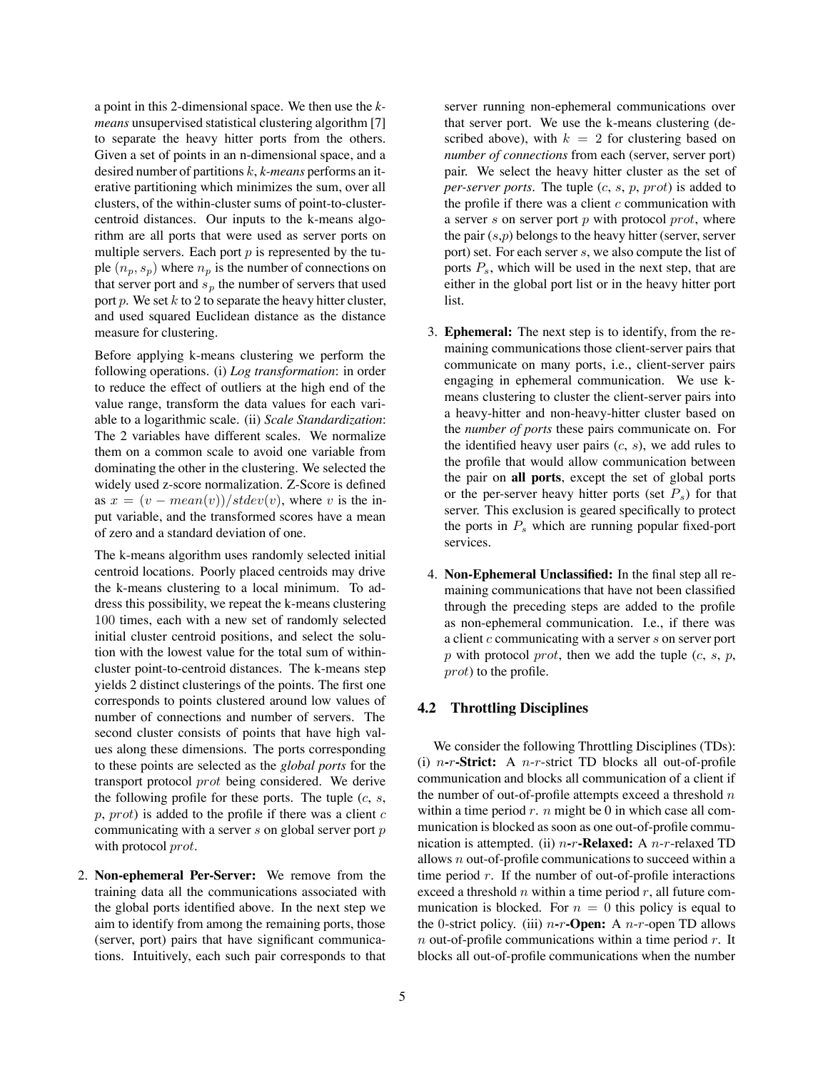a point in this 2-dimensional space. We then use the *k-means* unsupervised statistical clustering algorithm [7] to separate the heavy hitter ports from the others. Given a set of points in an n-dimensional space, and a desired number of partitions $k$, *k-means* performs an iterative partitioning which minimizes the sum, over all clusters, of the within-cluster sums of point-to-cluster-centroid distances. Our inputs to the k-means algorithm are all ports that were used as server ports on multiple servers. Each port $p$ is represented by the tuple $(n_p, s_p)$ where $n_p$ is the number of connections on that server port and $s_p$ the number of servers that used port $p$. We set $k$ to 2 to separate the heavy hitter cluster, and used squared Euclidean distance as the distance measure for clustering.

Before applying k-means clustering we perform the following operations. (i) *Log transformation*: in order to reduce the effect of outliers at the high end of the value range, transform the data values for each variable to a logarithmic scale. (ii) *Scale Standardization*: The 2 variables have different scales. We normalize them on a common scale to avoid one variable from dominating the other in the clustering. We selected the widely used z-score normalization. Z-Score is defined as $x = (v - mean(v))/stdev(v)$, where $v$ is the input variable, and the transformed scores have a mean of zero and a standard deviation of one.

The k-means algorithm uses randomly selected initial centroid locations. Poorly placed centroids may drive the k-means clustering to a local minimum. To address this possibility, we repeat the k-means clustering 100 times, each with a new set of randomly selected initial cluster centroid positions, and select the solution with the lowest value for the total sum of within-cluster point-to-centroid distances. The k-means step yields 2 distinct clusterings of the points. The first one corresponds to points clustered around low values of number of connections and number of servers. The second cluster consists of points that have high values along these dimensions. The ports corresponding to these points are selected as the *global ports* for the transport protocol $prot$ being considered. We derive the following profile for these ports. The tuple ($c$, $s$, $p$, $prot$) is added to the profile if there was a client $c$ communicating with a server $s$ on global server port $p$ with protocol $prot$.

2. **Non-ephemeral Per-Server:** We remove from the training data all the communications associated with the global ports identified above. In the next step we aim to identify from among the remaining ports, those (server, port) pairs that have significant communications. Intuitively, each such pair corresponds to that server running non-ephemeral communications over that server port. We use the k-means clustering (described above), with $k = 2$ for clustering based on *number of connections* from each (server, server port) pair. We select the heavy hitter cluster as the set of *per-server ports*. The tuple ($c$, $s$, $p$, $prot$) is added to the profile if there was a client $c$ communication with a server $s$ on server port $p$ with protocol $prot$, where the pair ($s$,$p$) belongs to the heavy hitter (server, server port) set. For each server $s$, we also compute the list of ports $P_s$, which will be used in the next step, that are either in the global port list or in the heavy hitter port list.

3. **Ephemeral:** The next step is to identify, from the remaining communications those client-server pairs that communicate on many ports, i.e., client-server pairs engaging in ephemeral communication. We use k-means clustering to cluster the client-server pairs into a heavy-hitter and non-heavy-hitter cluster based on the *number of ports* these pairs communicate on. For the identified heavy user pairs ($c$, $s$), we add rules to the profile that would allow communication between the pair on **all ports**, except the set of global ports or the per-server heavy hitter ports (set $P_s$) for that server. This exclusion is geared specifically to protect the ports in $P_s$ which are running popular fixed-port services.

4. **Non-Ephemeral Unclassified:** In the final step all remaining communications that have not been classified through the preceding steps are added to the profile as non-ephemeral communication. I.e., if there was a client $c$ communicating with a server $s$ on server port $p$ with protocol $prot$, then we add the tuple ($c$, $s$, $p$, $prot$) to the profile.

## 4.2 Throttling Disciplines

We consider the following Throttling Disciplines (TDs): (i) $n$-$r$-**Strict:** A $n$-$r$-strict TD blocks all out-of-profile communication and blocks all communication of a client if the number of out-of-profile attempts exceed a threshold $n$ within a time period $r$. $n$ might be 0 in which case all communication is blocked as soon as one out-of-profile communication is attempted. (ii) $n$-$r$-**Relaxed:** A $n$-$r$-relaxed TD allows $n$ out-of-profile communications to succeed within a time period $r$. If the number of out-of-profile interactions exceed a threshold $n$ within a time period $r$, all future communication is blocked. For $n = 0$ this policy is equal to the 0-strict policy. (iii) $n$-$r$-**Open:** A $n$-$r$-open TD allows $n$ out-of-profile communications within a time period $r$. It blocks all out-of-profile communications when the number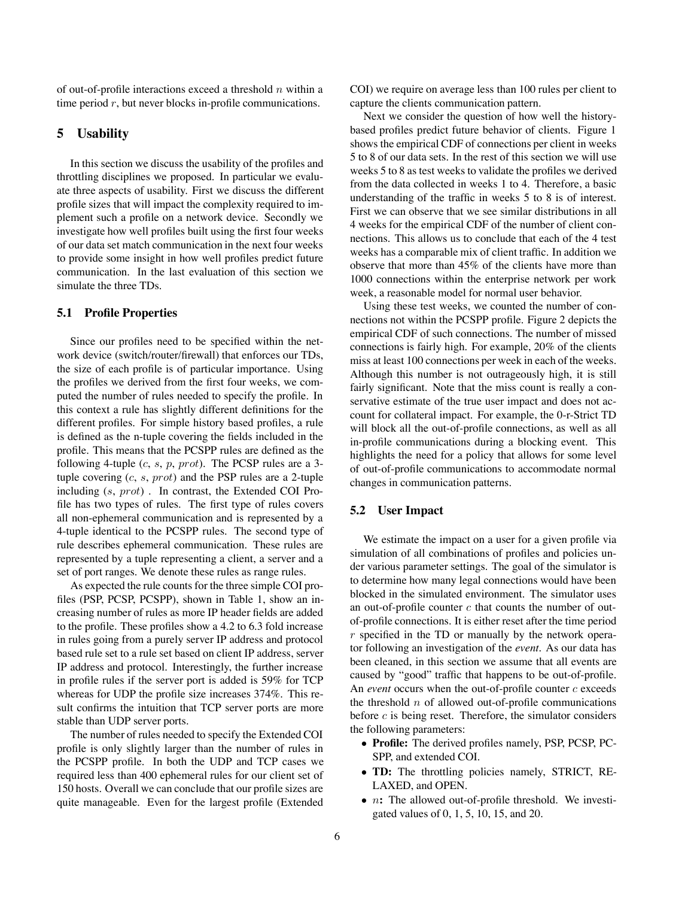of out-of-profile interactions exceed a threshold $n$ within a time period $r$, but never blocks in-profile communications.

## 5 Usability

In this section we discuss the usability of the profiles and throttling disciplines we proposed. In particular we evaluate three aspects of usability. First we discuss the different profile sizes that will impact the complexity required to implement such a profile on a network device. Secondly we investigate how well profiles built using the first four weeks of our data set match communication in the next four weeks to provide some insight in how well profiles predict future communication. In the last evaluation of this section we simulate the three TDs.

### 5.1 Profile Properties

Since our profiles need to be specified within the network device (switch/router/firewall) that enforces our TDs, the size of each profile is of particular importance. Using the profiles we derived from the first four weeks, we computed the number of rules needed to specify the profile. In this context a rule has slightly different definitions for the different profiles. For simple history based profiles, a rule is defined as the n-tuple covering the fields included in the profile. This means that the PCSPP rules are defined as the following 4-tuple ($c$, $s$, $p$, $prot$). The PCSP rules are a 3-tuple covering ($c$, $s$, $prot$) and the PSP rules are a 2-tuple including ($s$, $prot$) . In contrast, the Extended COI Profile has two types of rules. The first type of rules covers all non-ephemeral communication and is represented by a 4-tuple identical to the PCSPP rules. The second type of rule describes ephemeral communication. These rules are represented by a tuple representing a client, a server and a set of port ranges. We denote these rules as range rules.

As expected the rule counts for the three simple COI profiles (PSP, PCSP, PCSPP), shown in Table 1, show an increasing number of rules as more IP header fields are added to the profile. These profiles show a 4.2 to 6.3 fold increase in rules going from a purely server IP address and protocol based rule set to a rule set based on client IP address, server IP address and protocol. Interestingly, the further increase in profile rules if the server port is added is 59% for TCP whereas for UDP the profile size increases 374%. This result confirms the intuition that TCP server ports are more stable than UDP server ports.

The number of rules needed to specify the Extended COI profile is only slightly larger than the number of rules in the PCSPP profile. In both the UDP and TCP cases we required less than 400 ephemeral rules for our client set of 150 hosts. Overall we can conclude that our profile sizes are quite manageable. Even for the largest profile (Extended COI) we require on average less than 100 rules per client to capture the clients communication pattern.

Next we consider the question of how well the history-based profiles predict future behavior of clients. Figure 1 shows the empirical CDF of connections per client in weeks 5 to 8 of our data sets. In the rest of this section we will use weeks 5 to 8 as test weeks to validate the profiles we derived from the data collected in weeks 1 to 4. Therefore, a basic understanding of the traffic in weeks 5 to 8 is of interest. First we can observe that we see similar distributions in all 4 weeks for the empirical CDF of the number of client connections. This allows us to conclude that each of the 4 test weeks has a comparable mix of client traffic. In addition we observe that more than 45% of the clients have more than 1000 connections within the enterprise network per work week, a reasonable model for normal user behavior.

Using these test weeks, we counted the number of connections not within the PCSPP profile. Figure 2 depicts the empirical CDF of such connections. The number of missed connections is fairly high. For example, 20% of the clients miss at least 100 connections per week in each of the weeks. Although this number is not outrageously high, it is still fairly significant. Note that the miss count is really a conservative estimate of the true user impact and does not account for collateral impact. For example, the 0-r-Strict TD will block all the out-of-profile connections, as well as all in-profile communications during a blocking event. This highlights the need for a policy that allows for some level of out-of-profile communications to accommodate normal changes in communication patterns.

### 5.2 User Impact

We estimate the impact on a user for a given profile via simulation of all combinations of profiles and policies under various parameter settings. The goal of the simulator is to determine how many legal connections would have been blocked in the simulated environment. The simulator uses an out-of-profile counter $c$ that counts the number of out-of-profile connections. It is either reset after the time period $r$ specified in the TD or manually by the network operator following an investigation of the *event*. As our data has been cleaned, in this section we assume that all events are caused by "good" traffic that happens to be out-of-profile. An *event* occurs when the out-of-profile counter $c$ exceeds the threshold $n$ of allowed out-of-profile communications before $c$ is being reset. Therefore, the simulator considers the following parameters:

- **Profile:** The derived profiles namely, PSP, PCSP, PCSPP, and extended COI.
- **TD:** The throttling policies namely, STRICT, RELAXED, and OPEN.
- **$n$:** The allowed out-of-profile threshold. We investigated values of 0, 1, 5, 10, 15, and 20.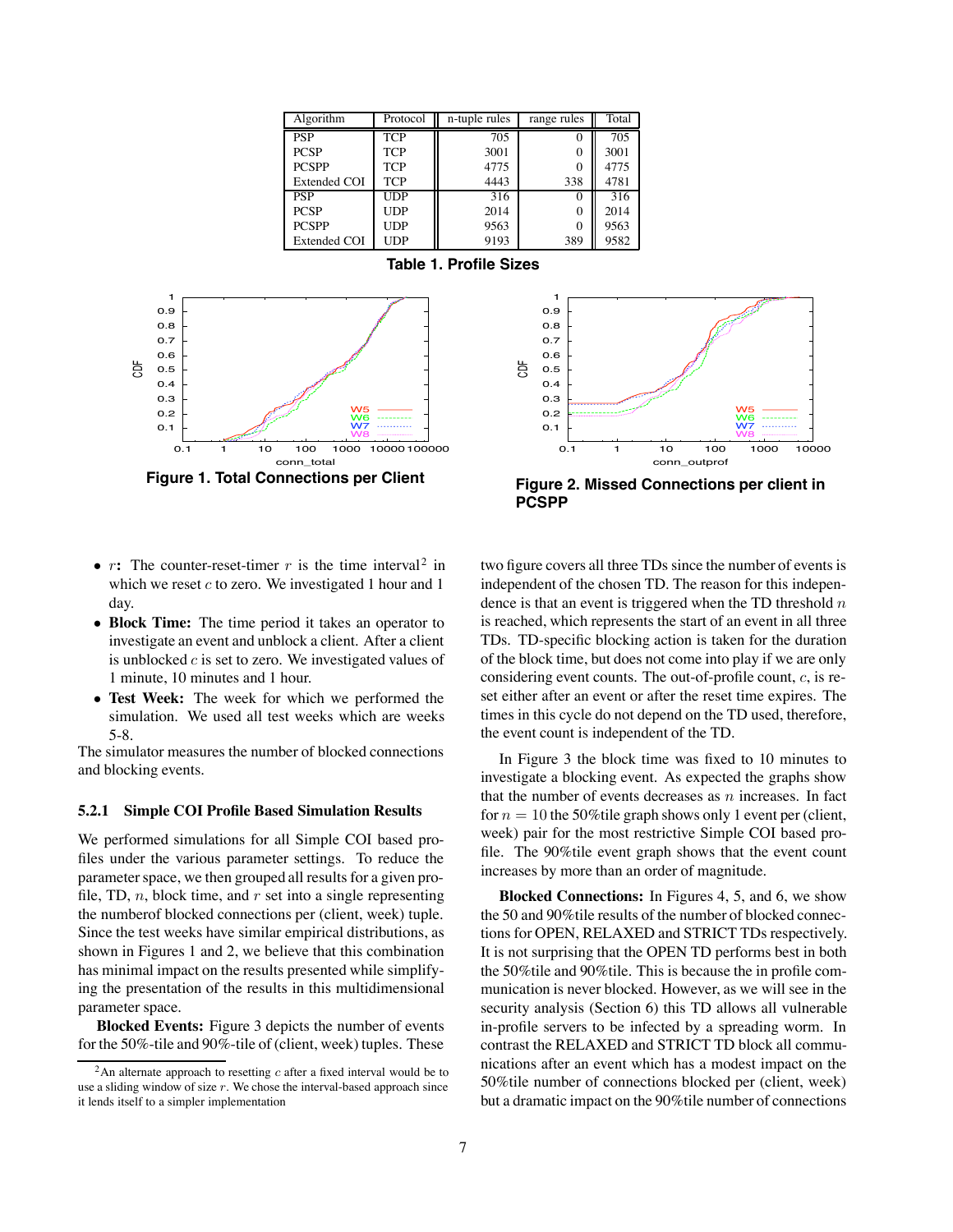| Algorithm | Protocol | n-tuple rules | range rules | Total |
|---|---|---|---|---|
| PSP | TCP | 705 | 0 | 705 |
| PCSP | TCP | 3001 | 0 | 3001 |
| PCSPP | TCP | 4775 | 0 | 4775 |
| Extended COI | TCP | 4443 | 338 | 4781 |
| PSP | UDP | 316 | 0 | 316 |
| PCSP | UDP | 2014 | 0 | 2014 |
| PCSPP | UDP | 9563 | 0 | 9563 |
| Extended COI | UDP | 9193 | 389 | 9582 |

**Table 1. Profile Sizes**

**Figure 1. Total Connections per Client**

**Figure 2. Missed Connections per client in PCSPP**

- $r$**:** The counter-reset-timer $r$ is the time interval[2] in which we reset $c$ to zero. We investigated 1 hour and 1 day.
- **Block Time:** The time period it takes an operator to investigate an event and unblock a client. After a client is unblocked $c$ is set to zero. We investigated values of 1 minute, 10 minutes and 1 hour.
- **Test Week:** The week for which we performed the simulation. We used all test weeks which are weeks 5-8.

The simulator measures the number of blocked connections and blocking events.

#### 5.2.1 Simple COI Profile Based Simulation Results

We performed simulations for all Simple COI based profiles under the various parameter settings. To reduce the parameter space, we then grouped all results for a given profile, TD, $n$, block time, and $r$ set into a single representing the numberof blocked connections per (client, week) tuple. Since the test weeks have similar empirical distributions, as shown in Figures 1 and 2, we believe that this combination has minimal impact on the results presented while simplifying the presentation of the results in this multidimensional parameter space.

**Blocked Events:** Figure 3 depicts the number of events for the 50%-tile and 90%-tile of (client, week) tuples. These two figure covers all three TDs since the number of events is independent of the chosen TD. The reason for this independence is that an event is triggered when the TD threshold $n$ is reached, which represents the start of an event in all three TDs. TD-specific blocking action is taken for the duration of the block time, but does not come into play if we are only considering event counts. The out-of-profile count, $c$, is reset either after an event or after the reset time expires. The times in this cycle do not depend on the TD used, therefore, the event count is independent of the TD.

In Figure 3 the block time was fixed to 10 minutes to investigate a blocking event. As expected the graphs show that the number of events decreases as $n$ increases. In fact for $n = 10$ the 50%tile graph shows only 1 event per (client, week) pair for the most restrictive Simple COI based profile. The 90%tile event graph shows that the event count increases by more than an order of magnitude.

**Blocked Connections:** In Figures 4, 5, and 6, we show the 50 and 90%tile results of the number of blocked connections for OPEN, RELAXED and STRICT TDs respectively. It is not surprising that the OPEN TD performs best in both the 50%tile and 90%tile. This is because the in profile communication is never blocked. However, as we will see in the security analysis (Section 6) this TD allows all vulnerable in-profile servers to be infected by a spreading worm. In contrast the RELAXED and STRICT TD block all communications after an event which has a modest impact on the 50%tile number of connections blocked per (client, week) but a dramatic impact on the 90%tile number of connections

[2] An alternate approach to resetting $c$ after a fixed interval would be to use a sliding window of size $r$. We chose the interval-based approach since it lends itself to a simpler implementation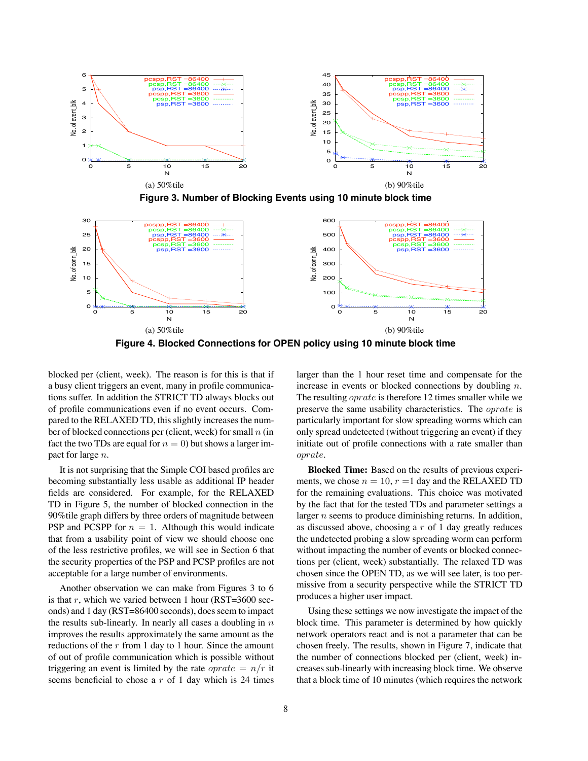(a) 50%tile

(b) 90%tile

**Figure 3. Number of Blocking Events using 10 minute block time**

(a) 50%tile

(b) 90%tile

**Figure 4. Blocked Connections for OPEN policy using 10 minute block time**

blocked per (client, week). The reason is for this is that if a busy client triggers an event, many in profile communications suffer. In addition the STRICT TD always blocks out of profile communications even if no event occurs. Compared to the RELAXED TD, this slightly increases the number of blocked connections per (client, week) for small $n$ (in fact the two TDs are equal for $n = 0$) but shows a larger impact for large $n$.

It is not surprising that the Simple COI based profiles are becoming substantially less usable as additional IP header fields are considered. For example, for the RELAXED TD in Figure 5, the number of blocked connection in the 90%tile graph differs by three orders of magnitude between PSP and PCSPP for $n = 1$. Although this would indicate that from a usability point of view we should choose one of the less restrictive profiles, we will see in Section 6 that the security properties of the PSP and PCSP profiles are not acceptable for a large number of environments.

Another observation we can make from Figures 3 to 6 is that $r$, which we varied between 1 hour (RST=3600 seconds) and 1 day (RST=86400 seconds), does seem to impact the results sub-linearly. In nearly all cases a doubling in $n$ improves the results approximately the same amount as the reductions of the $r$ from 1 day to 1 hour. Since the amount of out of profile communication which is possible without triggering an event is limited by the rate $oprate = n/r$ it seems beneficial to chose a $r$ of 1 day which is 24 times larger than the 1 hour reset time and compensate for the increase in events or blocked connections by doubling $n$. The resulting $oprate$ is therefore 12 times smaller while we preserve the same usability characteristics. The $oprate$ is particularly important for slow spreading worms which can only spread undetected (without triggering an event) if they initiate out of profile connections with a rate smaller than $oprate$.

**Blocked Time:** Based on the results of previous experiments, we chose $n = 10$, $r$ =1 day and the RELAXED TD for the remaining evaluations. This choice was motivated by the fact that for the tested TDs and parameter settings a larger $n$ seems to produce diminishing returns. In addition, as discussed above, choosing a $r$ of 1 day greatly reduces the undetected probing a slow spreading worm can perform without impacting the number of events or blocked connections per (client, week) substantially. The relaxed TD was chosen since the OPEN TD, as we will see later, is too permissive from a security perspective while the STRICT TD produces a higher user impact.

Using these settings we now investigate the impact of the block time. This parameter is determined by how quickly network operators react and is not a parameter that can be chosen freely. The results, shown in Figure 7, indicate that the number of connections blocked per (client, week) increases sub-linearly with increasing block time. We observe that a block time of 10 minutes (which requires the network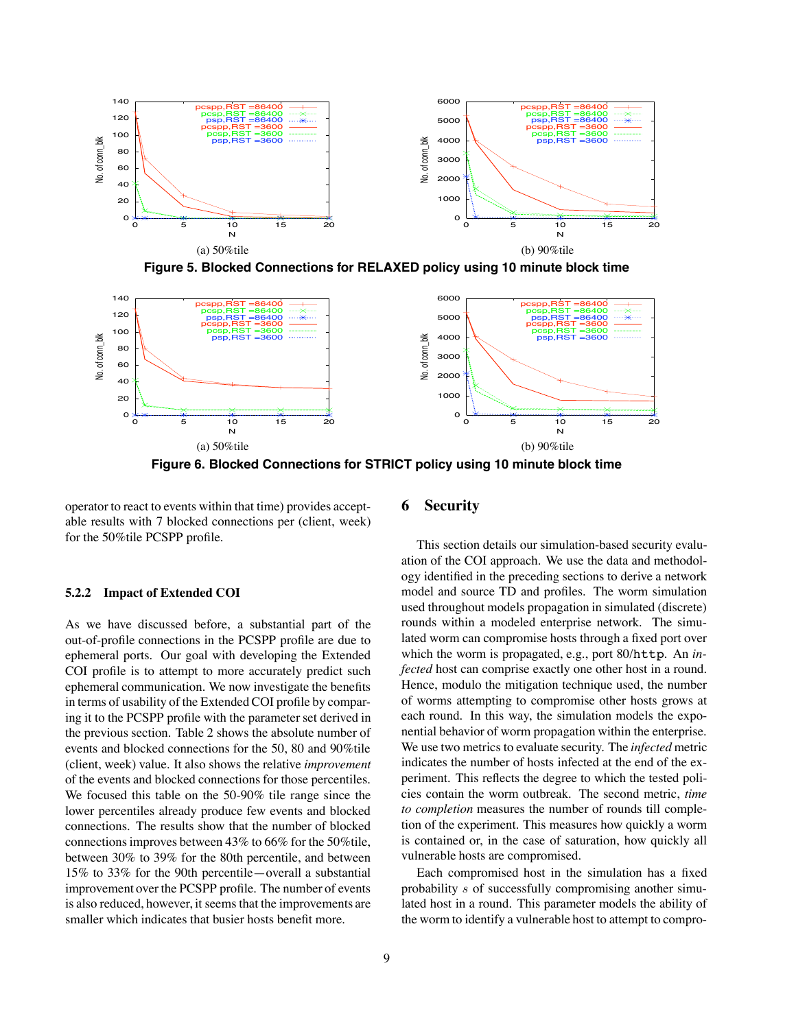(a) 50%tile

(b) 90%tile

**Figure 5. Blocked Connections for RELAXED policy using 10 minute block time**

(a) 50%tile

(b) 90%tile

**Figure 6. Blocked Connections for STRICT policy using 10 minute block time**

operator to react to events within that time) provides acceptable results with 7 blocked connections per (client, week) for the 50%tile PCSPP profile.

### 5.2.2 Impact of Extended COI

As we have discussed before, a substantial part of the out-of-profile connections in the PCSPP profile are due to ephemeral ports. Our goal with developing the Extended COI profile is to attempt to more accurately predict such ephemeral communication. We now investigate the benefits in terms of usability of the Extended COI profile by comparing it to the PCSPP profile with the parameter set derived in the previous section. Table 2 shows the absolute number of events and blocked connections for the 50, 80 and 90%tile (client, week) value. It also shows the relative *improvement* of the events and blocked connections for those percentiles. We focused this table on the 50-90% tile range since the lower percentiles already produce few events and blocked connections. The results show that the number of blocked connections improves between 43% to 66% for the 50%tile, between 30% to 39% for the 80th percentile, and between 15% to 33% for the 90th percentile—overall a substantial improvement over the PCSPP profile. The number of events is also reduced, however, it seems that the improvements are smaller which indicates that busier hosts benefit more.

## 6 Security

This section details our simulation-based security evaluation of the COI approach. We use the data and methodology identified in the preceding sections to derive a network model and source TD and profiles. The worm simulation used throughout models propagation in simulated (discrete) rounds within a modeled enterprise network. The simulated worm can compromise hosts through a fixed port over which the worm is propagated, e.g., port 80/`http`. An *infected* host can comprise exactly one other host in a round. Hence, modulo the mitigation technique used, the number of worms attempting to compromise other hosts grows at each round. In this way, the simulation models the exponential behavior of worm propagation within the enterprise. We use two metrics to evaluate security. The *infected* metric indicates the number of hosts infected at the end of the experiment. This reflects the degree to which the tested policies contain the worm outbreak. The second metric, *time to completion* measures the number of rounds till completion of the experiment. This measures how quickly a worm is contained or, in the case of saturation, how quickly all vulnerable hosts are compromised.

Each compromised host in the simulation has a fixed probability $s$ of successfully compromising another simulated host in a round. This parameter models the ability of the worm to identify a vulnerable host to attempt to compro-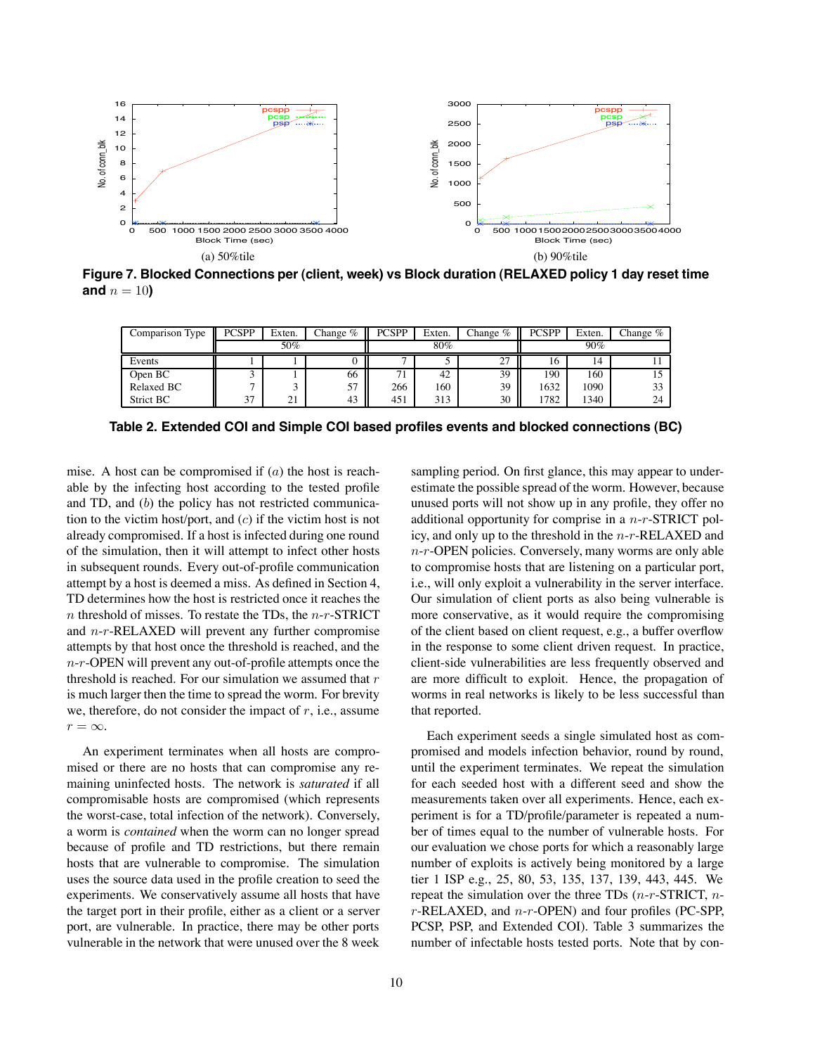(a) 50%tile

(b) 90%tile

**Figure 7. Blocked Connections per (client, week) vs Block duration (RELAXED policy 1 day reset time and $n = 10$)**

| Comparison Type | PCSPP | Exten. | Change % | PCSPP | Exten. | Change % | PCSPP | Exten. | Change % |
|---|---|---|---|---|---|---|---|---|---|
| | 50% | | | 80% | | | 90% | | |
| Events | 1 | 1 | 0 | 7 | 5 | 27 | 16 | 14 | 11 |
| Open BC | 3 | 1 | 66 | 71 | 42 | 39 | 190 | 160 | 15 |
| Relaxed BC | 7 | 3 | 57 | 266 | 160 | 39 | 1632 | 1090 | 33 |
| Strict BC | 37 | 21 | 43 | 451 | 313 | 30 | 1782 | 1340 | 24 |

**Table 2. Extended COI and Simple COI based profiles events and blocked connections (BC)**

mise. A host can be compromised if $(a)$ the host is reachable by the infecting host according to the tested profile and TD, and $(b)$ the policy has not restricted communication to the victim host/port, and $(c)$ if the victim host is not already compromised. If a host is infected during one round of the simulation, then it will attempt to infect other hosts in subsequent rounds. Every out-of-profile communication attempt by a host is deemed a miss. As defined in Section 4, TD determines how the host is restricted once it reaches the $n$ threshold of misses. To restate the TDs, the $n$-$r$-STRICT and $n$-$r$-RELAXED will prevent any further compromise attempts by that host once the threshold is reached, and the $n$-$r$-OPEN will prevent any out-of-profile attempts once the threshold is reached. For our simulation we assumed that $r$ is much larger then the time to spread the worm. For brevity we, therefore, do not consider the impact of $r$, i.e., assume $r = \infty$.

An experiment terminates when all hosts are compromised or there are no hosts that can compromise any remaining uninfected hosts. The network is *saturated* if all compromisable hosts are compromised (which represents the worst-case, total infection of the network). Conversely, a worm is *contained* when the worm can no longer spread because of profile and TD restrictions, but there remain hosts that are vulnerable to compromise. The simulation uses the source data used in the profile creation to seed the experiments. We conservatively assume all hosts that have the target port in their profile, either as a client or a server port, are vulnerable. In practice, there may be other ports vulnerable in the network that were unused over the 8 week sampling period. On first glance, this may appear to underestimate the possible spread of the worm. However, because unused ports will not show up in any profile, they offer no additional opportunity for comprise in a $n$-$r$-STRICT policy, and only up to the threshold in the $n$-$r$-RELAXED and $n$-$r$-OPEN policies. Conversely, many worms are only able to compromise hosts that are listening on a particular port, i.e., will only exploit a vulnerability in the server interface. Our simulation of client ports as also being vulnerable is more conservative, as it would require the compromising of the client based on client request, e.g., a buffer overflow in the response to some client driven request. In practice, client-side vulnerabilities are less frequently observed and are more difficult to exploit. Hence, the propagation of worms in real networks is likely to be less successful than that reported.

Each experiment seeds a single simulated host as compromised and models infection behavior, round by round, until the experiment terminates. We repeat the simulation for each seeded host with a different seed and show the measurements taken over all experiments. Hence, each experiment is for a TD/profile/parameter is repeated a number of times equal to the number of vulnerable hosts. For our evaluation we chose ports for which a reasonably large number of exploits is actively being monitored by a large tier 1 ISP e.g., 25, 80, 53, 135, 137, 139, 443, 445. We repeat the simulation over the three TDs ($n$-$r$-STRICT, $n$-$r$-RELAXED, and $n$-$r$-OPEN) and four profiles (PC-SPP, PCSP, PSP, and Extended COI). Table 3 summarizes the number of infectable hosts tested ports. Note that by con-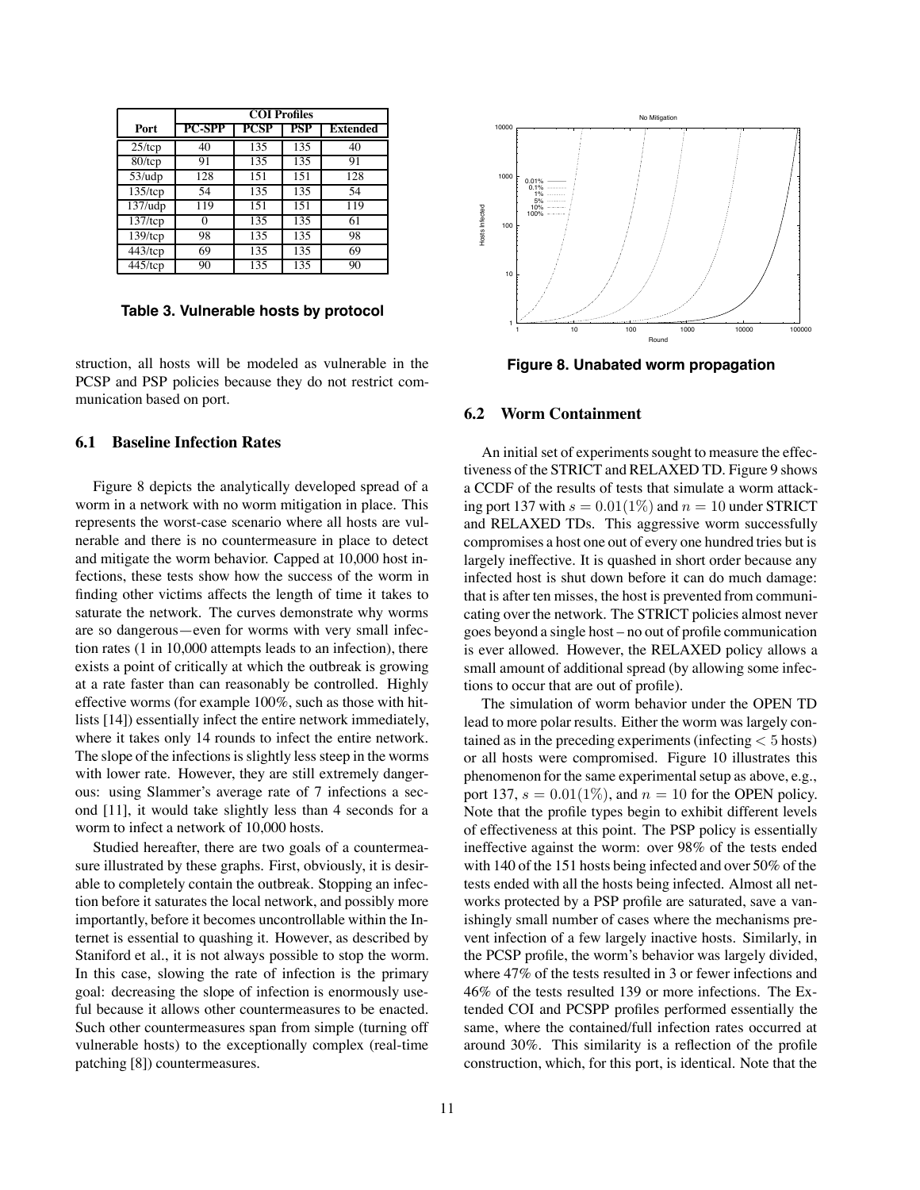| Port | COI Profiles | | | |
|---|---|---|---|---|
| | PC-SPP | PCSP | PSP | Extended |
| 25/tcp | 40 | 135 | 135 | 40 |
| 80/tcp | 91 | 135 | 135 | 91 |
| 53/udp | 128 | 151 | 151 | 128 |
| 135/tcp | 54 | 135 | 135 | 54 |
| 137/udp | 119 | 151 | 151 | 119 |
| 137/tcp | 0 | 135 | 135 | 61 |
| 139/tcp | 98 | 135 | 135 | 98 |
| 443/tcp | 69 | 135 | 135 | 69 |
| 445/tcp | 90 | 135 | 135 | 90 |

**Table 3. Vulnerable hosts by protocol**

struction, all hosts will be modeled as vulnerable in the PCSP and PSP policies because they do not restrict communication based on port.

### 6.1 Baseline Infection Rates

Figure 8 depicts the analytically developed spread of a worm in a network with no worm mitigation in place. This represents the worst-case scenario where all hosts are vulnerable and there is no countermeasure in place to detect and mitigate the worm behavior. Capped at 10,000 host infections, these tests show how the success of the worm in finding other victims affects the length of time it takes to saturate the network. The curves demonstrate why worms are so dangerous—even for worms with very small infection rates (1 in 10,000 attempts leads to an infection), there exists a point of critically at which the outbreak is growing at a rate faster than can reasonably be controlled. Highly effective worms (for example 100%, such as those with hitlists [14]) essentially infect the entire network immediately, where it takes only 14 rounds to infect the entire network. The slope of the infections is slightly less steep in the worms with lower rate. However, they are still extremely dangerous: using Slammer's average rate of 7 infections a second [11], it would take slightly less than 4 seconds for a worm to infect a network of 10,000 hosts.

Studied hereafter, there are two goals of a countermeasure illustrated by these graphs. First, obviously, it is desirable to completely contain the outbreak. Stopping an infection before it saturates the local network, and possibly more importantly, before it becomes uncontrollable within the Internet is essential to quashing it. However, as described by Staniford et al., it is not always possible to stop the worm. In this case, slowing the rate of infection is the primary goal: decreasing the slope of infection is enormously useful because it allows other countermeasures to be enacted. Such other countermeasures span from simple (turning off vulnerable hosts) to the exceptionally complex (real-time patching [8]) countermeasures.

**Figure 8. Unabated worm propagation**

### 6.2 Worm Containment

An initial set of experiments sought to measure the effectiveness of the STRICT and RELAXED TD. Figure 9 shows a CCDF of the results of tests that simulate a worm attacking port 137 with $s = 0.01(1\%)$ and $n = 10$ under STRICT and RELAXED TDs. This aggressive worm successfully compromises a host one out of every one hundred tries but is largely ineffective. It is quashed in short order because any infected host is shut down before it can do much damage: that is after ten misses, the host is prevented from communicating over the network. The STRICT policies almost never goes beyond a single host – no out of profile communication is ever allowed. However, the RELAXED policy allows a small amount of additional spread (by allowing some infections to occur that are out of profile).

The simulation of worm behavior under the OPEN TD lead to more polar results. Either the worm was largely contained as in the preceding experiments (infecting $< 5$ hosts) or all hosts were compromised. Figure 10 illustrates this phenomenon for the same experimental setup as above, e.g., port 137, $s = 0.01(1\%)$, and $n = 10$ for the OPEN policy. Note that the profile types begin to exhibit different levels of effectiveness at this point. The PSP policy is essentially ineffective against the worm: over 98% of the tests ended with 140 of the 151 hosts being infected and over 50% of the tests ended with all the hosts being infected. Almost all networks protected by a PSP profile are saturated, save a vanishingly small number of cases where the mechanisms prevent infection of a few largely inactive hosts. Similarly, in the PCSP profile, the worm's behavior was largely divided, where 47% of the tests resulted in 3 or fewer infections and 46% of the tests resulted 139 or more infections. The Extended COI and PCSPP profiles performed essentially the same, where the contained/full infection rates occurred at around 30%. This similarity is a reflection of the profile construction, which, for this port, is identical. Note that the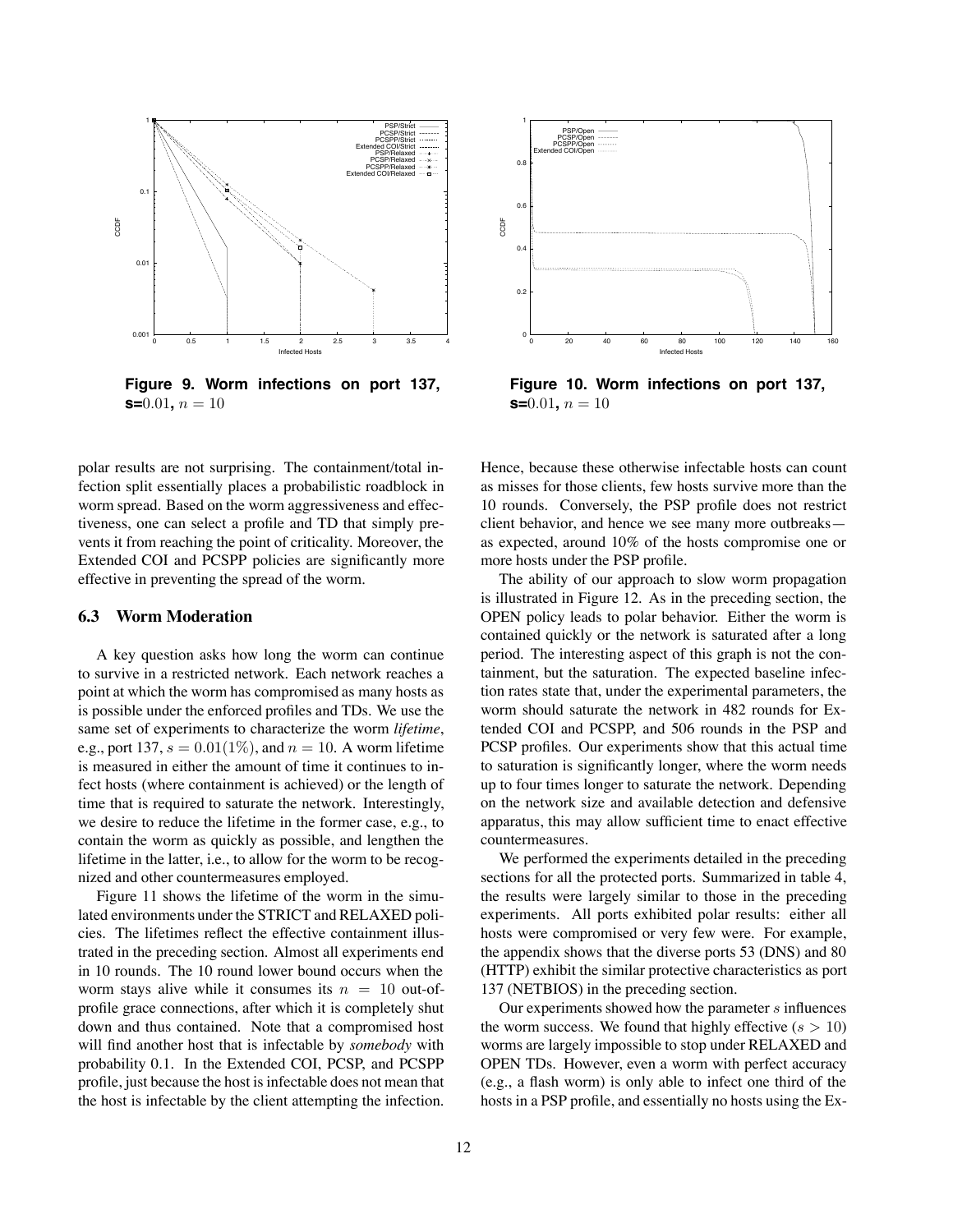Figure 9. Worm infections on port 137, s=$0.01$, $n = 10$

Figure 10. Worm infections on port 137, s=$0.01$, $n = 10$

polar results are not surprising. The containment/total infection split essentially places a probabilistic roadblock in worm spread. Based on the worm aggressiveness and effectiveness, one can select a profile and TD that simply prevents it from reaching the point of criticality. Moreover, the Extended COI and PCSPP policies are significantly more effective in preventing the spread of the worm.

### 6.3 Worm Moderation

A key question asks how long the worm can continue to survive in a restricted network. Each network reaches a point at which the worm has compromised as many hosts as is possible under the enforced profiles and TDs. We use the same set of experiments to characterize the worm *lifetime*, e.g., port 137, $s = 0.01(1\%)$, and $n = 10$. A worm lifetime is measured in either the amount of time it continues to infect hosts (where containment is achieved) or the length of time that is required to saturate the network. Interestingly, we desire to reduce the lifetime in the former case, e.g., to contain the worm as quickly as possible, and lengthen the lifetime in the latter, i.e., to allow for the worm to be recognized and other countermeasures employed.

Figure 11 shows the lifetime of the worm in the simulated environments under the STRICT and RELAXED policies. The lifetimes reflect the effective containment illustrated in the preceding section. Almost all experiments end in 10 rounds. The 10 round lower bound occurs when the worm stays alive while it consumes its $n = 10$ out-of-profile grace connections, after which it is completely shut down and thus contained. Note that a compromised host will find another host that is infectable by *somebody* with probability 0.1. In the Extended COI, PCSP, and PCSPP profile, just because the host is infectable does not mean that the host is infectable by the client attempting the infection. Hence, because these otherwise infectable hosts can count as misses for those clients, few hosts survive more than the 10 rounds. Conversely, the PSP profile does not restrict client behavior, and hence we see many more outbreaks—as expected, around 10% of the hosts compromise one or more hosts under the PSP profile.

The ability of our approach to slow worm propagation is illustrated in Figure 12. As in the preceding section, the OPEN policy leads to polar behavior. Either the worm is contained quickly or the network is saturated after a long period. The interesting aspect of this graph is not the containment, but the saturation. The expected baseline infection rates state that, under the experimental parameters, the worm should saturate the network in 482 rounds for Extended COI and PCSPP, and 506 rounds in the PSP and PCSP profiles. Our experiments show that this actual time to saturation is significantly longer, where the worm needs up to four times longer to saturate the network. Depending on the network size and available detection and defensive apparatus, this may allow sufficient time to enact effective countermeasures.

We performed the experiments detailed in the preceding sections for all the protected ports. Summarized in table 4, the results were largely similar to those in the preceding experiments. All ports exhibited polar results: either all hosts were compromised or very few were. For example, the appendix shows that the diverse ports 53 (DNS) and 80 (HTTP) exhibit the similar protective characteristics as port 137 (NETBIOS) in the preceding section.

Our experiments showed how the parameter $s$ influences the worm success. We found that highly effective ($s > 10$) worms are largely impossible to stop under RELAXED and OPEN TDs. However, even a worm with perfect accuracy (e.g., a flash worm) is only able to infect one third of the hosts in a PSP profile, and essentially no hosts using the Ex-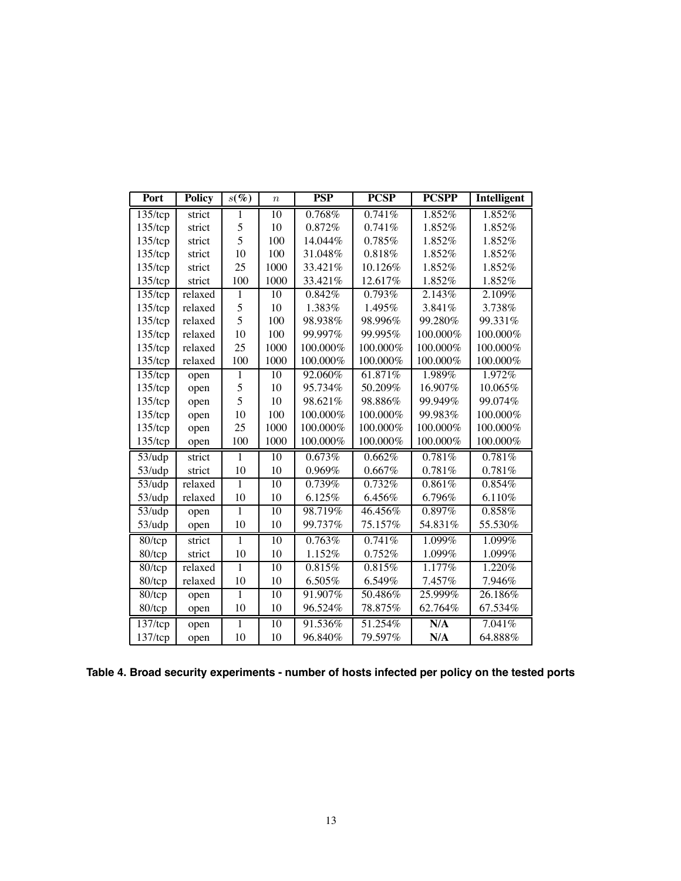| Port | Policy | $s(\%)$ | $n$ | **PSP** | **PCSP** | **PCSPP** | **Intelligent** |
|---|---|---|---|---|---|---|---|
| 135/tcp | strict | 1 | 10 | 0.768% | 0.741% | 1.852% | 1.852% |
| 135/tcp | strict | 5 | 10 | 0.872% | 0.741% | 1.852% | 1.852% |
| 135/tcp | strict | 5 | 100 | 14.044% | 0.785% | 1.852% | 1.852% |
| 135/tcp | strict | 10 | 100 | 31.048% | 0.818% | 1.852% | 1.852% |
| 135/tcp | strict | 25 | 1000 | 33.421% | 10.126% | 1.852% | 1.852% |
| 135/tcp | strict | 100 | 1000 | 33.421% | 12.617% | 1.852% | 1.852% |
| 135/tcp | relaxed | 1 | 10 | 0.842% | 0.793% | 2.143% | 2.109% |
| 135/tcp | relaxed | 5 | 10 | 1.383% | 1.495% | 3.841% | 3.738% |
| 135/tcp | relaxed | 5 | 100 | 98.938% | 98.996% | 99.280% | 99.331% |
| 135/tcp | relaxed | 10 | 100 | 99.997% | 99.995% | 100.000% | 100.000% |
| 135/tcp | relaxed | 25 | 1000 | 100.000% | 100.000% | 100.000% | 100.000% |
| 135/tcp | relaxed | 100 | 1000 | 100.000% | 100.000% | 100.000% | 100.000% |
| 135/tcp | open | 1 | 10 | 92.060% | 61.871% | 1.989% | 1.972% |
| 135/tcp | open | 5 | 10 | 95.734% | 50.209% | 16.907% | 10.065% |
| 135/tcp | open | 5 | 10 | 98.621% | 98.886% | 99.949% | 99.074% |
| 135/tcp | open | 10 | 100 | 100.000% | 100.000% | 99.983% | 100.000% |
| 135/tcp | open | 25 | 1000 | 100.000% | 100.000% | 100.000% | 100.000% |
| 135/tcp | open | 100 | 1000 | 100.000% | 100.000% | 100.000% | 100.000% |
| 53/udp | strict | 1 | 10 | 0.673% | 0.662% | 0.781% | 0.781% |
| 53/udp | strict | 10 | 10 | 0.969% | 0.667% | 0.781% | 0.781% |
| 53/udp | relaxed | 1 | 10 | 0.739% | 0.732% | 0.861% | 0.854% |
| 53/udp | relaxed | 10 | 10 | 6.125% | 6.456% | 6.796% | 6.110% |
| 53/udp | open | 1 | 10 | 98.719% | 46.456% | 0.897% | 0.858% |
| 53/udp | open | 10 | 10 | 99.737% | 75.157% | 54.831% | 55.530% |
| 80/tcp | strict | 1 | 10 | 0.763% | 0.741% | 1.099% | 1.099% |
| 80/tcp | strict | 10 | 10 | 1.152% | 0.752% | 1.099% | 1.099% |
| 80/tcp | relaxed | 1 | 10 | 0.815% | 0.815% | 1.177% | 1.220% |
| 80/tcp | relaxed | 10 | 10 | 6.505% | 6.549% | 7.457% | 7.946% |
| 80/tcp | open | 1 | 10 | 91.907% | 50.486% | 25.999% | 26.186% |
| 80/tcp | open | 10 | 10 | 96.524% | 78.875% | 62.764% | 67.534% |
| 137/tcp | open | 1 | 10 | 91.536% | 51.254% | **N/A** | 7.041% |
| 137/tcp | open | 10 | 10 | 96.840% | 79.597% | **N/A** | 64.888% |

**Table 4. Broad security experiments - number of hosts infected per policy on the tested ports**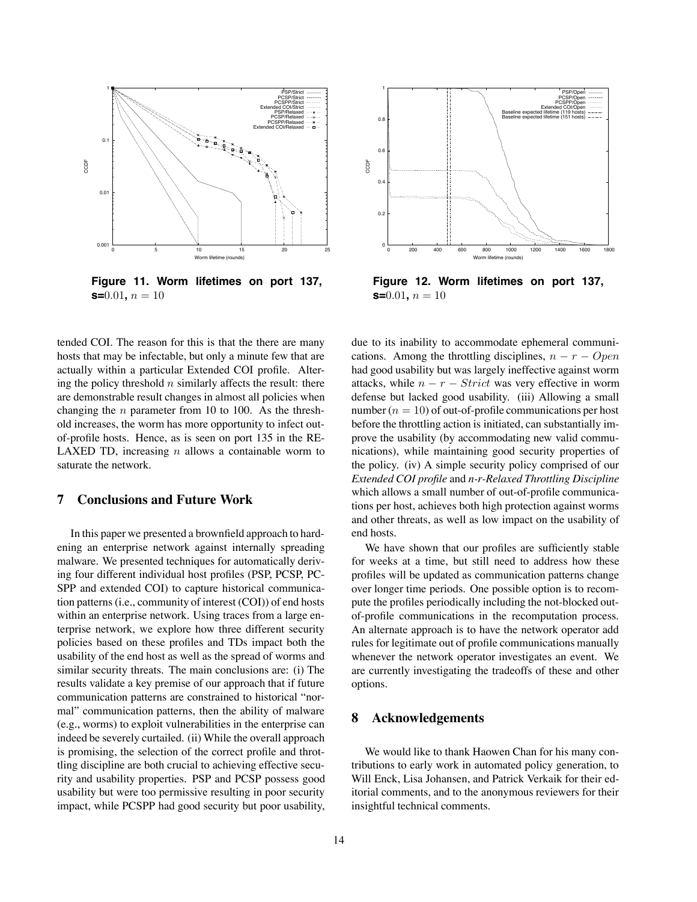**Figure 11. Worm lifetimes on port 137, s=$0.01$, $n = 10$**

**Figure 12. Worm lifetimes on port 137, s=$0.01$, $n = 10$**

tended COI. The reason for this is that the there are many hosts that may be infectable, but only a minute few that are actually within a particular Extended COI profile. Altering the policy threshold $n$ similarly affects the result: there are demonstrable result changes in almost all policies when changing the $n$ parameter from 10 to 100. As the threshold increases, the worm has more opportunity to infect out-of-profile hosts. Hence, as is seen on port 135 in the RELAXED TD, increasing $n$ allows a containable worm to saturate the network.

## 7 Conclusions and Future Work

In this paper we presented a brownfield approach to hardening an enterprise network against internally spreading malware. We presented techniques for automatically deriving four different individual host profiles (PSP, PCSP, PCSPP and extended COI) to capture historical communication patterns (i.e., community of interest (COI)) of end hosts within an enterprise network. Using traces from a large enterprise network, we explore how three different security policies based on these profiles and TDs impact both the usability of the end host as well as the spread of worms and similar security threats. The main conclusions are: (i) The results validate a key premise of our approach that if future communication patterns are constrained to historical "normal" communication patterns, then the ability of malware (e.g., worms) to exploit vulnerabilities in the enterprise can indeed be severely curtailed. (ii) While the overall approach is promising, the selection of the correct profile and throttling discipline are both crucial to achieving effective security and usability properties. PSP and PCSP possess good usability but were too permissive resulting in poor security impact, while PCSPP had good security but poor usability, due to its inability to accommodate ephemeral communications. Among the throttling disciplines, $n-r-Open$ had good usability but was largely ineffective against worm attacks, while $n-r-Strict$ was very effective in worm defense but lacked good usability. (iii) Allowing a small number ($n = 10$) of out-of-profile communications per host before the throttling action is initiated, can substantially improve the usability (by accommodating new valid communications), while maintaining good security properties of the policy. (iv) A simple security policy comprised of our *Extended COI profile* and *n-r-Relaxed Throttling Discipline* which allows a small number of out-of-profile communications per host, achieves both high protection against worms and other threats, as well as low impact on the usability of end hosts.

We have shown that our profiles are sufficiently stable for weeks at a time, but still need to address how these profiles will be updated as communication patterns change over longer time periods. One possible option is to recompute the profiles periodically including the not-blocked out-of-profile communications in the recomputation process. An alternate approach is to have the network operator add rules for legitimate out of profile communications manually whenever the network operator investigates an event. We are currently investigating the tradeoffs of these and other options.

## 8 Acknowledgements

We would like to thank Haowen Chan for his many contributions to early work in automated policy generation, to Will Enck, Lisa Johansen, and Patrick Verkaik for their editorial comments, and to the anonymous reviewers for their insightful technical comments.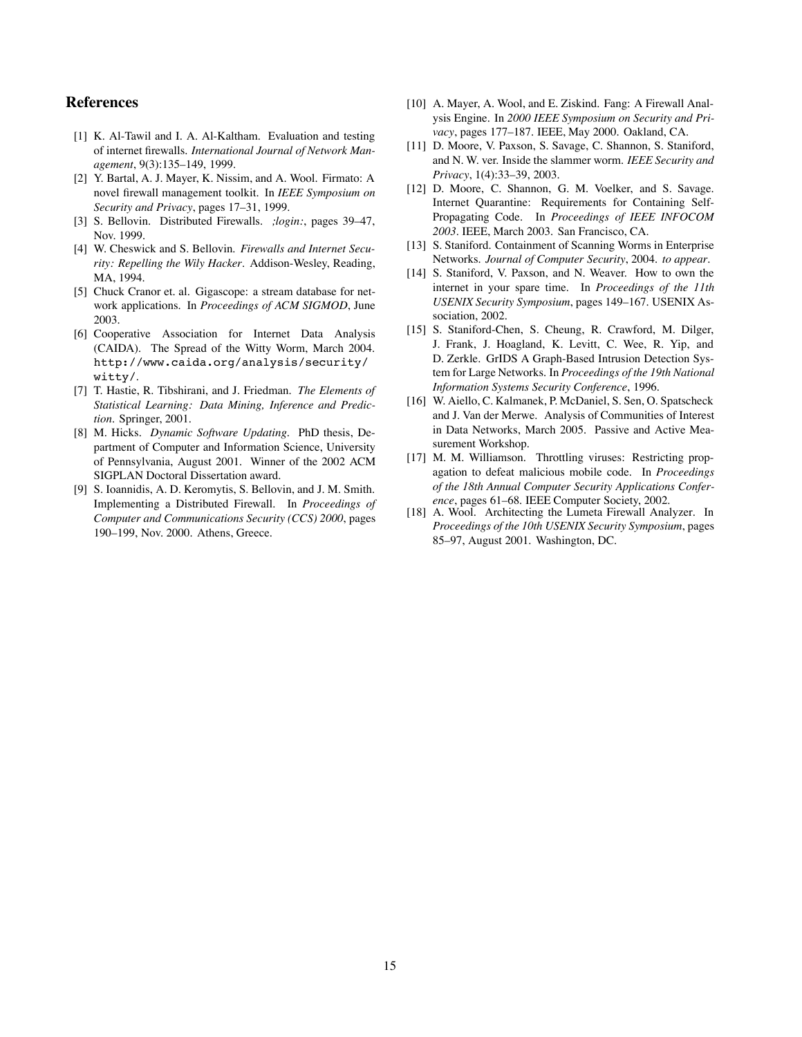## References

[1] K. Al-Tawil and I. A. Al-Kaltham. Evaluation and testing of internet firewalls. *International Journal of Network Management*, 9(3):135–149, 1999.

[2] Y. Bartal, A. J. Mayer, K. Nissim, and A. Wool. Firmato: A novel firewall management toolkit. In *IEEE Symposium on Security and Privacy*, pages 17–31, 1999.

[3] S. Bellovin. Distributed Firewalls. *;login:*, pages 39–47, Nov. 1999.

[4] W. Cheswick and S. Bellovin. *Firewalls and Internet Security: Repelling the Wily Hacker*. Addison-Wesley, Reading, MA, 1994.

[5] Chuck Cranor et. al. Gigascope: a stream database for network applications. In *Proceedings of ACM SIGMOD*, June 2003.

[6] Cooperative Association for Internet Data Analysis (CAIDA). The Spread of the Witty Worm, March 2004. `http://www.caida.org/analysis/security/witty/`.

[7] T. Hastie, R. Tibshirani, and J. Friedman. *The Elements of Statistical Learning: Data Mining, Inference and Prediction*. Springer, 2001.

[8] M. Hicks. *Dynamic Software Updating*. PhD thesis, Department of Computer and Information Science, University of Pennsylvania, August 2001. Winner of the 2002 ACM SIGPLAN Doctoral Dissertation award.

[9] S. Ioannidis, A. D. Keromytis, S. Bellovin, and J. M. Smith. Implementing a Distributed Firewall. In *Proceedings of Computer and Communications Security (CCS) 2000*, pages 190–199, Nov. 2000. Athens, Greece.

[10] A. Mayer, A. Wool, and E. Ziskind. Fang: A Firewall Analysis Engine. In *2000 IEEE Symposium on Security and Privacy*, pages 177–187. IEEE, May 2000. Oakland, CA.

[11] D. Moore, V. Paxson, S. Savage, C. Shannon, S. Staniford, and N. W. ver. Inside the slammer worm. *IEEE Security and Privacy*, 1(4):33–39, 2003.

[12] D. Moore, C. Shannon, G. M. Voelker, and S. Savage. Internet Quarantine: Requirements for Containing Self-Propagating Code. In *Proceedings of IEEE INFOCOM 2003*. IEEE, March 2003. San Francisco, CA.

[13] S. Staniford. Containment of Scanning Worms in Enterprise Networks. *Journal of Computer Security*, 2004. *to appear*.

[14] S. Staniford, V. Paxson, and N. Weaver. How to own the internet in your spare time. In *Proceedings of the 11th USENIX Security Symposium*, pages 149–167. USENIX Association, 2002.

[15] S. Staniford-Chen, S. Cheung, R. Crawford, M. Dilger, J. Frank, J. Hoagland, K. Levitt, C. Wee, R. Yip, and D. Zerkle. GrIDS A Graph-Based Intrusion Detection System for Large Networks. In *Proceedings of the 19th National Information Systems Security Conference*, 1996.

[16] W. Aiello, C. Kalmanek, P. McDaniel, S. Sen, O. Spatscheck and J. Van der Merwe. Analysis of Communities of Interest in Data Networks, March 2005. Passive and Active Measurement Workshop.

[17] M. M. Williamson. Throttling viruses: Restricting propagation to defeat malicious mobile code. In *Proceedings of the 18th Annual Computer Security Applications Conference*, pages 61–68. IEEE Computer Society, 2002.

[18] A. Wool. Architecting the Lumeta Firewall Analyzer. In *Proceedings of the 10th USENIX Security Symposium*, pages 85–97, August 2001. Washington, DC.